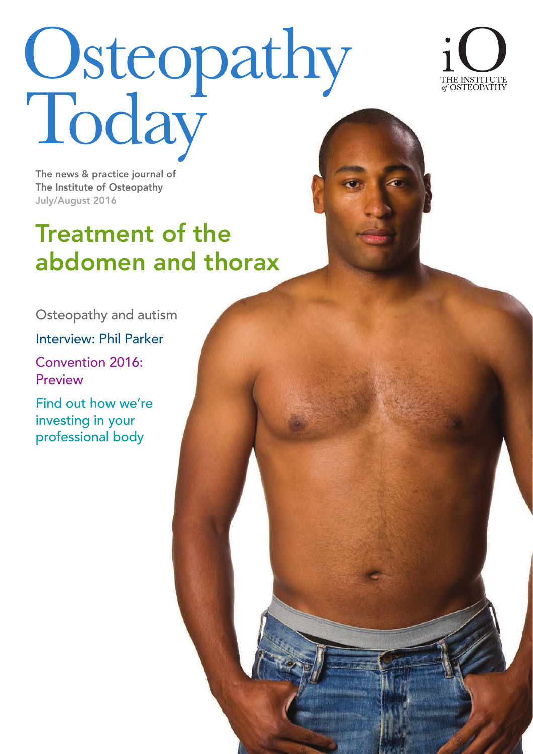# Osteopathy Today

iO THE INSTITUTE of OSTEOPATHY

The news & practice journal of The Institute of Osteopathy
July/August 2016

## Treatment of the abdomen and thorax

Osteopathy and autism

Interview: Phil Parker

Convention 2016: Preview

Find out how we're investing in your professional body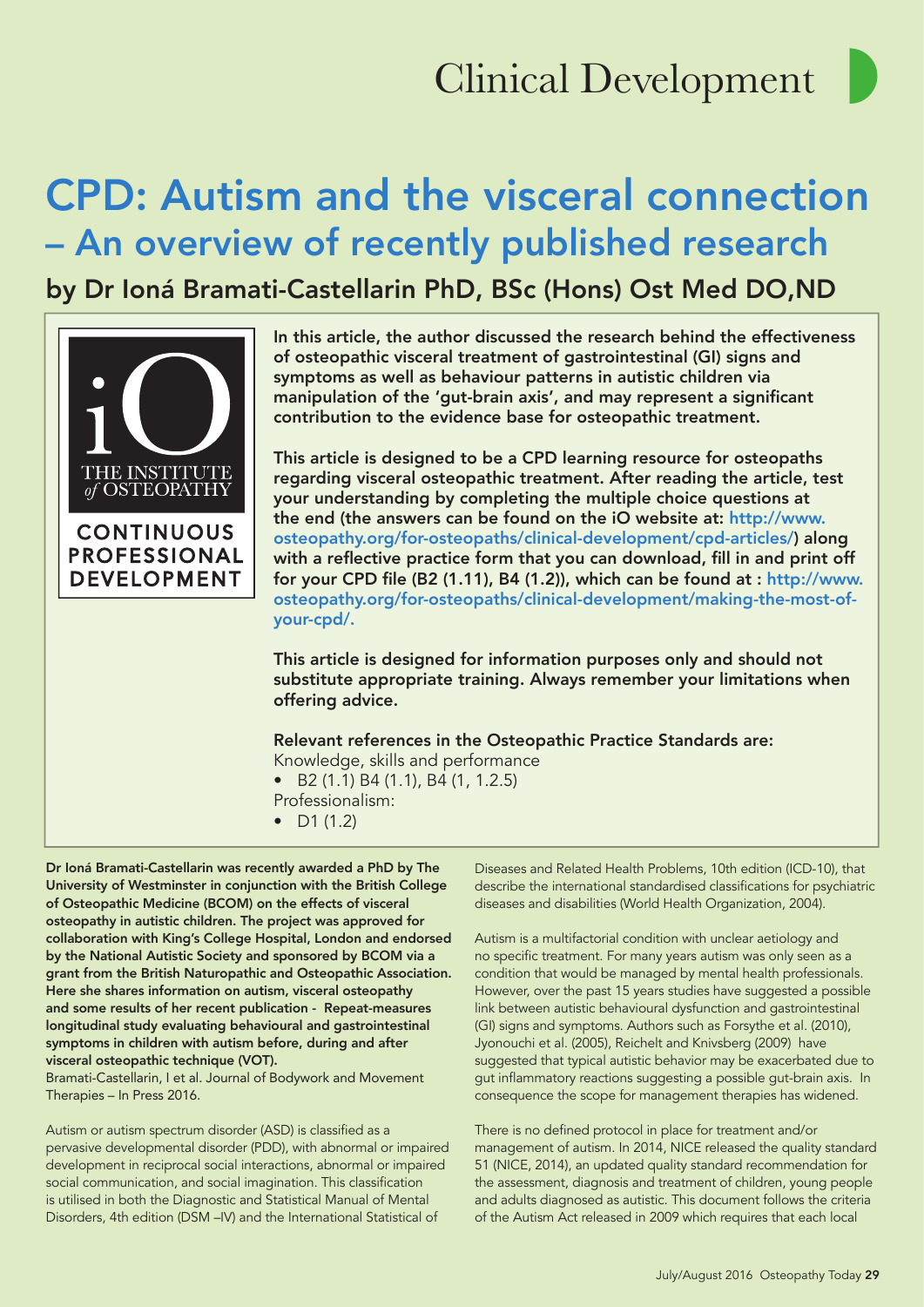# CPD: Autism and the visceral connection – An overview of recently published research

## by Dr Ioná Bramati-Castellarin PhD, BSc (Hons) Ost Med DO,ND

THE INSTITUTE *of* OSTEOPATHY

CONTINUOUS PROFESSIONAL DEVELOPMENT

**In this article, the author discussed the research behind the effectiveness of osteopathic visceral treatment of gastrointestinal (GI) signs and symptoms as well as behaviour patterns in autistic children via manipulation of the 'gut-brain axis', and may represent a significant contribution to the evidence base for osteopathic treatment.**

**This article is designed to be a CPD learning resource for osteopaths regarding visceral osteopathic treatment. After reading the article, test your understanding by completing the multiple choice questions at the end (the answers can be found on the iO website at: http://www.osteopathy.org/for-osteopaths/clinical-development/cpd-articles/) along with a reflective practice form that you can download, fill in and print off for your CPD file (B2 (1.11), B4 (1.2)), which can be found at : http://www.osteopathy.org/for-osteopaths/clinical-development/making-the-most-of-your-cpd/.**

**This article is designed for information purposes only and should not substitute appropriate training. Always remember your limitations when offering advice.**

**Relevant references in the Osteopathic Practice Standards are:**

Knowledge, skills and performance

- B2 (1.1) B4 (1.1), B4 (1, 1.2.5)

Professionalism:

- D1 (1.2)

**Dr Ioná Bramati-Castellarin was recently awarded a PhD by The University of Westminster in conjunction with the British College of Osteopathic Medicine (BCOM) on the effects of visceral osteopathy in autistic children. The project was approved for collaboration with King's College Hospital, London and endorsed by the National Autistic Society and sponsored by BCOM via a grant from the British Naturopathic and Osteopathic Association. Here she shares information on autism, visceral osteopathy and some results of her recent publication - Repeat-measures longitudinal study evaluating behavioural and gastrointestinal symptoms in children with autism before, during and after visceral osteopathic technique (VOT).**

Bramati-Castellarin, I et al. Journal of Bodywork and Movement Therapies – In Press 2016.

Autism or autism spectrum disorder (ASD) is classified as a pervasive developmental disorder (PDD), with abnormal or impaired development in reciprocal social interactions, abnormal or impaired social communication, and social imagination. This classification is utilised in both the Diagnostic and Statistical Manual of Mental Disorders, 4th edition (DSM –IV) and the International Statistical of Diseases and Related Health Problems, 10th edition (ICD-10), that describe the international standardised classifications for psychiatric diseases and disabilities (World Health Organization, 2004).

Autism is a multifactorial condition with unclear aetiology and no specific treatment. For many years autism was only seen as a condition that would be managed by mental health professionals. However, over the past 15 years studies have suggested a possible link between autistic behavioural dysfunction and gastrointestinal (GI) signs and symptoms. Authors such as Forsythe et al. (2010), Jyonouchi et al. (2005), Reichelt and Knivsberg (2009) have suggested that typical autistic behavior may be exacerbated due to gut inflammatory reactions suggesting a possible gut-brain axis. In consequence the scope for management therapies has widened.

There is no defined protocol in place for treatment and/or management of autism. In 2014, NICE released the quality standard 51 (NICE, 2014), an updated quality standard recommendation for the assessment, diagnosis and treatment of children, young people and adults diagnosed as autistic. This document follows the criteria of the Autism Act released in 2009 which requires that each local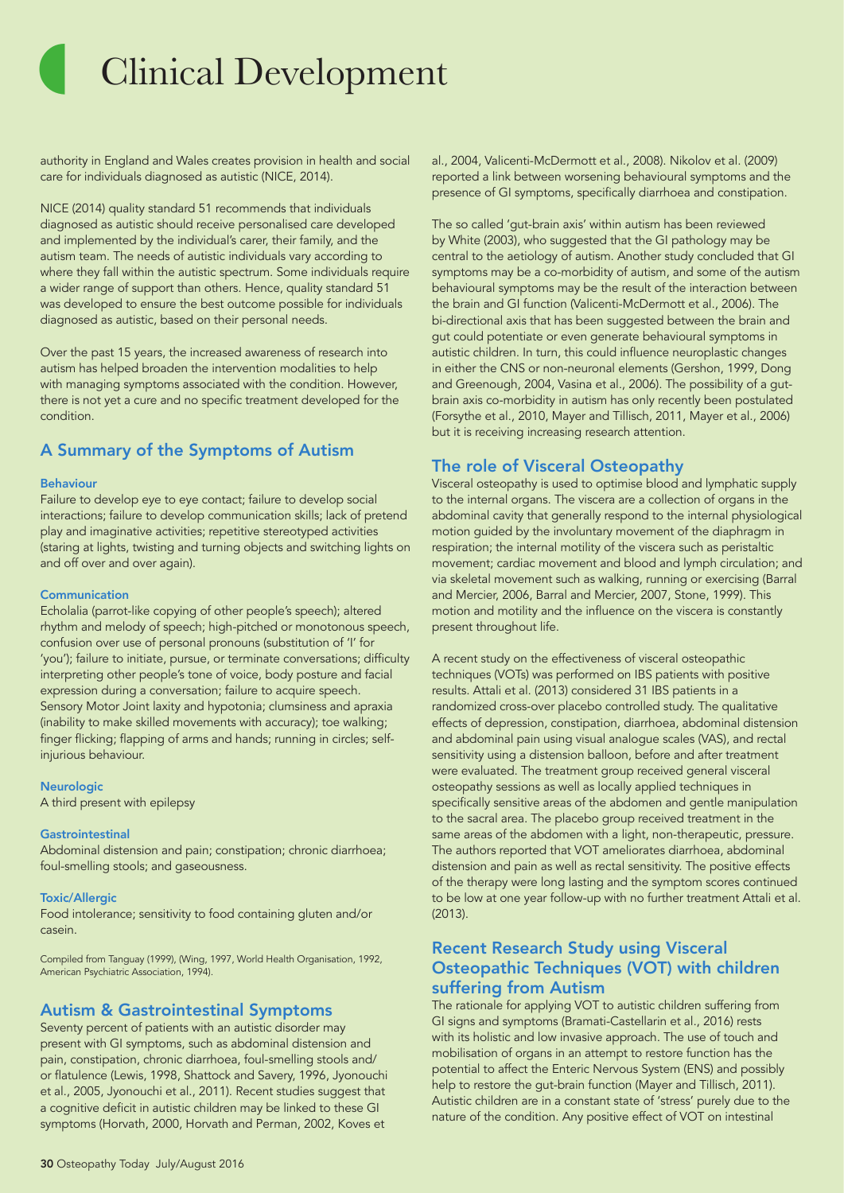authority in England and Wales creates provision in health and social care for individuals diagnosed as autistic (NICE, 2014).

NICE (2014) quality standard 51 recommends that individuals diagnosed as autistic should receive personalised care developed and implemented by the individual's carer, their family, and the autism team. The needs of autistic individuals vary according to where they fall within the autistic spectrum. Some individuals require a wider range of support than others. Hence, quality standard 51 was developed to ensure the best outcome possible for individuals diagnosed as autistic, based on their personal needs.

Over the past 15 years, the increased awareness of research into autism has helped broaden the intervention modalities to help with managing symptoms associated with the condition. However, there is not yet a cure and no specific treatment developed for the condition.

## A Summary of the Symptoms of Autism

#### Behaviour

Failure to develop eye to eye contact; failure to develop social interactions; failure to develop communication skills; lack of pretend play and imaginative activities; repetitive stereotyped activities (staring at lights, twisting and turning objects and switching lights on and off over and over again).

#### Communication

Echolalia (parrot-like copying of other people's speech); altered rhythm and melody of speech; high-pitched or monotonous speech, confusion over use of personal pronouns (substitution of 'I' for 'you'); failure to initiate, pursue, or terminate conversations; difficulty interpreting other people's tone of voice, body posture and facial expression during a conversation; failure to acquire speech. Sensory Motor Joint laxity and hypotonia; clumsiness and apraxia (inability to make skilled movements with accuracy); toe walking; finger flicking; flapping of arms and hands; running in circles; self-injurious behaviour.

#### Neurologic

A third present with epilepsy

#### Gastrointestinal

Abdominal distension and pain; constipation; chronic diarrhoea; foul-smelling stools; and gaseousness.

#### Toxic/Allergic

Food intolerance; sensitivity to food containing gluten and/or casein.

Compiled from Tanguay (1999), (Wing, 1997, World Health Organisation, 1992, American Psychiatric Association, 1994).

## Autism & Gastrointestinal Symptoms

Seventy percent of patients with an autistic disorder may present with GI symptoms, such as abdominal distension and pain, constipation, chronic diarrhoea, foul-smelling stools and/or flatulence (Lewis, 1998, Shattock and Savery, 1996, Jyonouchi et al., 2005, Jyonouchi et al., 2011). Recent studies suggest that a cognitive deficit in autistic children may be linked to these GI symptoms (Horvath, 2000, Horvath and Perman, 2002, Koves et al., 2004, Valicenti-McDermott et al., 2008). Nikolov et al. (2009) reported a link between worsening behavioural symptoms and the presence of GI symptoms, specifically diarrhoea and constipation.

The so called 'gut-brain axis' within autism has been reviewed by White (2003), who suggested that the GI pathology may be central to the aetiology of autism. Another study concluded that GI symptoms may be a co-morbidity of autism, and some of the autism behavioural symptoms may be the result of the interaction between the brain and GI function (Valicenti-McDermott et al., 2006). The bi-directional axis that has been suggested between the brain and gut could potentiate or even generate behavioural symptoms in autistic children. In turn, this could influence neuroplastic changes in either the CNS or non-neuronal elements (Gershon, 1999, Dong and Greenough, 2004, Vasina et al., 2006). The possibility of a gut-brain axis co-morbidity in autism has only recently been postulated (Forsythe et al., 2010, Mayer and Tillisch, 2011, Mayer et al., 2006) but it is receiving increasing research attention.

## The role of Visceral Osteopathy

Visceral osteopathy is used to optimise blood and lymphatic supply to the internal organs. The viscera are a collection of organs in the abdominal cavity that generally respond to the internal physiological motion guided by the involuntary movement of the diaphragm in respiration; the internal motility of the viscera such as peristaltic movement; cardiac movement and blood and lymph circulation; and via skeletal movement such as walking, running or exercising (Barral and Mercier, 2006, Barral and Mercier, 2007, Stone, 1999). This motion and motility and the influence on the viscera is constantly present throughout life.

A recent study on the effectiveness of visceral osteopathic techniques (VOTs) was performed on IBS patients with positive results. Attali et al. (2013) considered 31 IBS patients in a randomized cross-over placebo controlled study. The qualitative effects of depression, constipation, diarrhoea, abdominal distension and abdominal pain using visual analogue scales (VAS), and rectal sensitivity using a distension balloon, before and after treatment were evaluated. The treatment group received general visceral osteopathy sessions as well as locally applied techniques in specifically sensitive areas of the abdomen and gentle manipulation to the sacral area. The placebo group received treatment in the same areas of the abdomen with a light, non-therapeutic, pressure. The authors reported that VOT ameliorates diarrhoea, abdominal distension and pain as well as rectal sensitivity. The positive effects of the therapy were long lasting and the symptom scores continued to be low at one year follow-up with no further treatment Attali et al. (2013).

## Recent Research Study using Visceral Osteopathic Techniques (VOT) with children suffering from Autism

The rationale for applying VOT to autistic children suffering from GI signs and symptoms (Bramati-Castellarin et al., 2016) rests with its holistic and low invasive approach. The use of touch and mobilisation of organs in an attempt to restore function has the potential to affect the Enteric Nervous System (ENS) and possibly help to restore the gut-brain function (Mayer and Tillisch, 2011). Autistic children are in a constant state of 'stress' purely due to the nature of the condition. Any positive effect of VOT on intestinal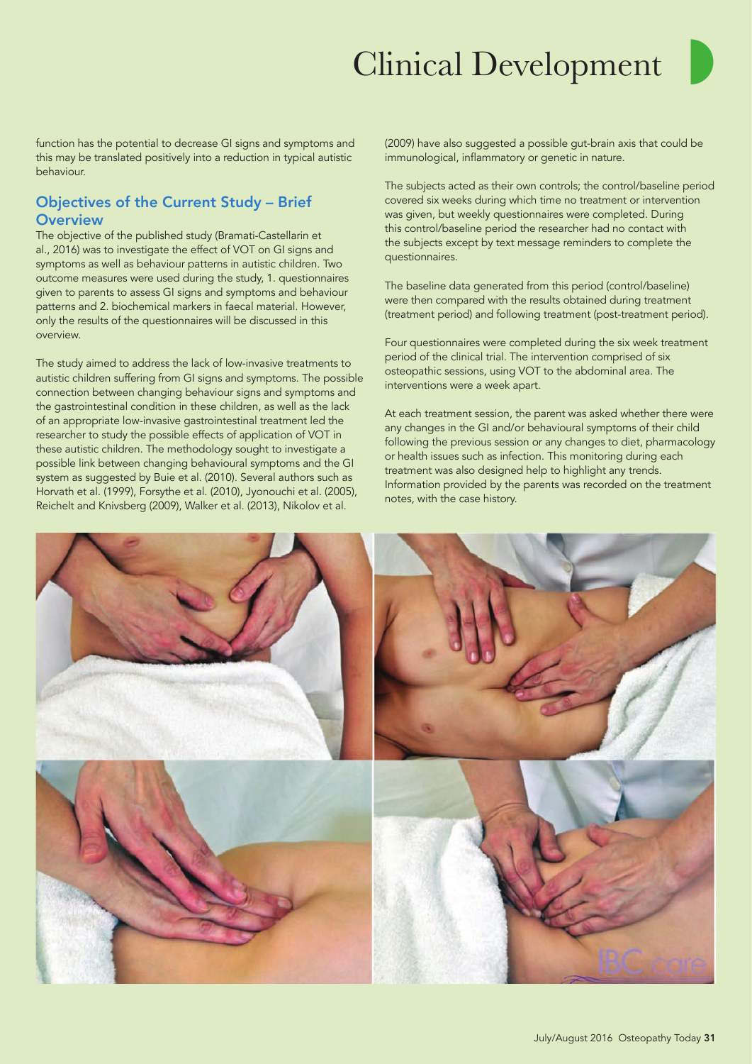function has the potential to decrease GI signs and symptoms and this may be translated positively into a reduction in typical autistic behaviour.

## Objectives of the Current Study – Brief Overview

The objective of the published study (Bramati-Castellarin et al., 2016) was to investigate the effect of VOT on GI signs and symptoms as well as behaviour patterns in autistic children. Two outcome measures were used during the study, 1. questionnaires given to parents to assess GI signs and symptoms and behaviour patterns and 2. biochemical markers in faecal material. However, only the results of the questionnaires will be discussed in this overview.

The study aimed to address the lack of low-invasive treatments to autistic children suffering from GI signs and symptoms. The possible connection between changing behaviour signs and symptoms and the gastrointestinal condition in these children, as well as the lack of an appropriate low-invasive gastrointestinal treatment led the researcher to study the possible effects of application of VOT in these autistic children. The methodology sought to investigate a possible link between changing behavioural symptoms and the GI system as suggested by Buie et al. (2010). Several authors such as Horvath et al. (1999), Forsythe et al. (2010), Jyonouchi et al. (2005), Reichelt and Knivsberg (2009), Walker et al. (2013), Nikolov et al. (2009) have also suggested a possible gut-brain axis that could be immunological, inflammatory or genetic in nature.

The subjects acted as their own controls; the control/baseline period covered six weeks during which time no treatment or intervention was given, but weekly questionnaires were completed. During this control/baseline period the researcher had no contact with the subjects except by text message reminders to complete the questionnaires.

The baseline data generated from this period (control/baseline) were then compared with the results obtained during treatment (treatment period) and following treatment (post-treatment period).

Four questionnaires were completed during the six week treatment period of the clinical trial. The intervention comprised of six osteopathic sessions, using VOT to the abdominal area. The interventions were a week apart.

At each treatment session, the parent was asked whether there were any changes in the GI and/or behavioural symptoms of their child following the previous session or any changes to diet, pharmacology or health issues such as infection. This monitoring during each treatment was also designed help to highlight any trends. Information provided by the parents was recorded on the treatment notes, with the case history.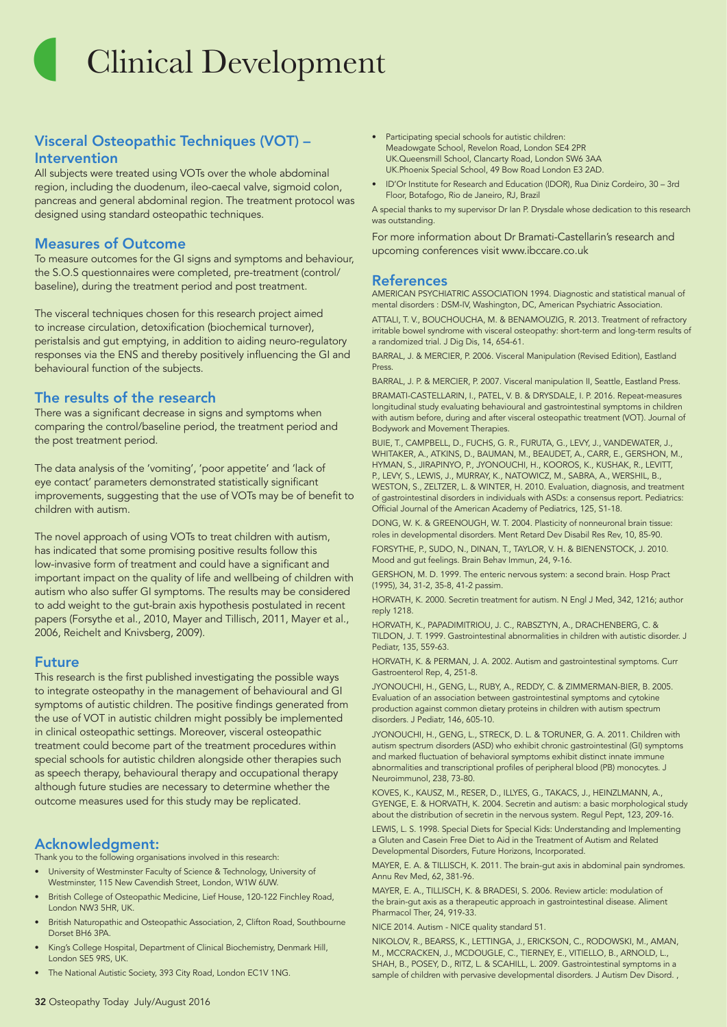# Clinical Development

## Visceral Osteopathic Techniques (VOT) – Intervention

All subjects were treated using VOTs over the whole abdominal region, including the duodenum, ileo-caecal valve, sigmoid colon, pancreas and general abdominal region. The treatment protocol was designed using standard osteopathic techniques.

## Measures of Outcome

To measure outcomes for the GI signs and symptoms and behaviour, the S.O.S questionnaires were completed, pre-treatment (control/baseline), during the treatment period and post treatment.

The visceral techniques chosen for this research project aimed to increase circulation, detoxification (biochemical turnover), peristalsis and gut emptying, in addition to aiding neuro-regulatory responses via the ENS and thereby positively influencing the GI and behavioural function of the subjects.

## The results of the research

There was a significant decrease in signs and symptoms when comparing the control/baseline period, the treatment period and the post treatment period.

The data analysis of the 'vomiting', 'poor appetite' and 'lack of eye contact' parameters demonstrated statistically significant improvements, suggesting that the use of VOTs may be of benefit to children with autism.

The novel approach of using VOTs to treat children with autism, has indicated that some promising positive results follow this low-invasive form of treatment and could have a significant and important impact on the quality of life and wellbeing of children with autism who also suffer GI symptoms. The results may be considered to add weight to the gut-brain axis hypothesis postulated in recent papers (Forsythe et al., 2010, Mayer and Tillisch, 2011, Mayer et al., 2006, Reichelt and Knivsberg, 2009).

## Future

This research is the first published investigating the possible ways to integrate osteopathy in the management of behavioural and GI symptoms of autistic children. The positive findings generated from the use of VOT in autistic children might possibly be implemented in clinical osteopathic settings. Moreover, visceral osteopathic treatment could become part of the treatment procedures within special schools for autistic children alongside other therapies such as speech therapy, behavioural therapy and occupational therapy although future studies are necessary to determine whether the outcome measures used for this study may be replicated.

## Acknowledgment:

Thank you to the following organisations involved in this research:

- University of Westminster Faculty of Science & Technology, University of Westminster, 115 New Cavendish Street, London, W1W 6UW.
- British College of Osteopathic Medicine, Lief House, 120-122 Finchley Road, London NW3 5HR, UK.
- British Naturopathic and Osteopathic Association, 2, Clifton Road, Southbourne Dorset BH6 3PA.
- King's College Hospital, Department of Clinical Biochemistry, Denmark Hill, London SE5 9RS, UK.
- The National Autistic Society, 393 City Road, London EC1V 1NG.
- Participating special schools for autistic children: Meadowgate School, Revelon Road, London SE4 2PR UK.Queensmill School, Clancarty Road, London SW6 3AA UK.Phoenix Special School, 49 Bow Road London E3 2AD.
- ID'Or Institute for Research and Education (IDOR), Rua Diniz Cordeiro, 30 – 3rd Floor, Botafogo, Rio de Janeiro, RJ, Brazil

A special thanks to my supervisor Dr Ian P. Drysdale whose dedication to this research was outstanding.

For more information about Dr Bramati-Castellarin's research and upcoming conferences visit www.ibccare.co.uk

## References

AMERICAN PSYCHIATRIC ASSOCIATION 1994. Diagnostic and statistical manual of mental disorders : DSM-IV, Washington, DC, American Psychiatric Association.

ATTALI, T. V., BOUCHOUCHA, M. & BENAMOUZIG, R. 2013. Treatment of refractory irritable bowel syndrome with visceral osteopathy: short-term and long-term results of a randomized trial. J Dig Dis, 14, 654-61.

BARRAL, J. & MERCIER, P. 2006. Visceral Manipulation (Revised Edition), Eastland Press.

BARRAL, J. P. & MERCIER, P. 2007. Visceral manipulation II, Seattle, Eastland Press.

BRAMATI-CASTELLARIN, I., PATEL, V. B. & DRYSDALE, I. P. 2016. Repeat-measures longitudinal study evaluating behavioural and gastrointestinal symptoms in children with autism before, during and after visceral osteopathic treatment (VOT). Journal of Bodywork and Movement Therapies.

BUIE, T., CAMPBELL, D., FUCHS, G. R., FURUTA, G., LEVY, J., VANDEWATER, J., WHITAKER, A., ATKINS, D., BAUMAN, M., BEAUDET, A., CARR, E., GERSHON, M., HYMAN, S., JIRAPINYO, P., JYONOUCHI, H., KOOROS, K., KUSHAK, R., LEVITT, P., LEVY, S., LEWIS, J., MURRAY, K., NATOWICZ, M., SABRA, A., WERSHIL, B., WESTON, S., ZELTZER, L. & WINTER, H. 2010. Evaluation, diagnosis, and treatment of gastrointestinal disorders in individuals with ASDs: a consensus report. Pediatrics: Official Journal of the American Academy of Pediatrics, 125, S1-18.

DONG, W. K. & GREENOUGH, W. T. 2004. Plasticity of nonneuronal brain tissue: roles in developmental disorders. Ment Retard Dev Disabil Res Rev, 10, 85-90.

FORSYTHE, P., SUDO, N., DINAN, T., TAYLOR, V. H. & BIENENSTOCK, J. 2010. Mood and gut feelings. Brain Behav Immun, 24, 9-16.

GERSHON, M. D. 1999. The enteric nervous system: a second brain. Hosp Pract (1995), 34, 31-2, 35-8, 41-2 passim.

HORVATH, K. 2000. Secretin treatment for autism. N Engl J Med, 342, 1216; author reply 1218.

HORVATH, K., PAPADIMITRIOU, J. C., RABSZTYN, A., DRACHENBERG, C. & TILDON, J. T. 1999. Gastrointestinal abnormalities in children with autistic disorder. J Pediatr, 135, 559-63.

HORVATH, K. & PERMAN, J. A. 2002. Autism and gastrointestinal symptoms. Curr Gastroenterol Rep, 4, 251-8.

JYONOUCHI, H., GENG, L., RUBY, A., REDDY, C. & ZIMMERMAN-BIER, B. 2005. Evaluation of an association between gastrointestinal symptoms and cytokine production against common dietary proteins in children with autism spectrum disorders. J Pediatr, 146, 605-10.

JYONOUCHI, H., GENG, L., STRECK, D. L. & TORUNER, G. A. 2011. Children with autism spectrum disorders (ASD) who exhibit chronic gastrointestinal (GI) symptoms and marked fluctuation of behavioral symptoms exhibit distinct innate immune abnormalities and transcriptional profiles of peripheral blood (PB) monocytes. J Neuroimmunol, 238, 73-80.

KOVES, K., KAUSZ, M., RESER, D., ILLYES, G., TAKACS, J., HEINZLMANN, A., GYENGE, E. & HORVATH, K. 2004. Secretin and autism: a basic morphological study about the distribution of secretin in the nervous system. Regul Pept, 123, 209-16.

LEWIS, L. S. 1998. Special Diets for Special Kids: Understanding and Implementing a Gluten and Casein Free Diet to Aid in the Treatment of Autism and Related Developmental Disorders, Future Horizons, Incorporated.

MAYER, E. A. & TILLISCH, K. 2011. The brain-gut axis in abdominal pain syndromes. Annu Rev Med, 62, 381-96.

MAYER, E. A., TILLISCH, K. & BRADESI, S. 2006. Review article: modulation of the brain-gut axis as a therapeutic approach in gastrointestinal disease. Aliment Pharmacol Ther, 24, 919-33.

NICE 2014. Autism - NICE quality standard 51.

NIKOLOV, R., BEARSS, K., LETTINGA, J., ERICKSON, C., RODOWSKI, M., AMAN, M., MCCRACKEN, J., MCDOUGLE, C., TIERNEY, E., VITIELLO, B., ARNOLD, L., SHAH, B., POSEY, D., RITZ, L. & SCAHILL, L. 2009. Gastrointestinal symptoms in a sample of children with pervasive developmental disorders. J Autism Dev Disord. ,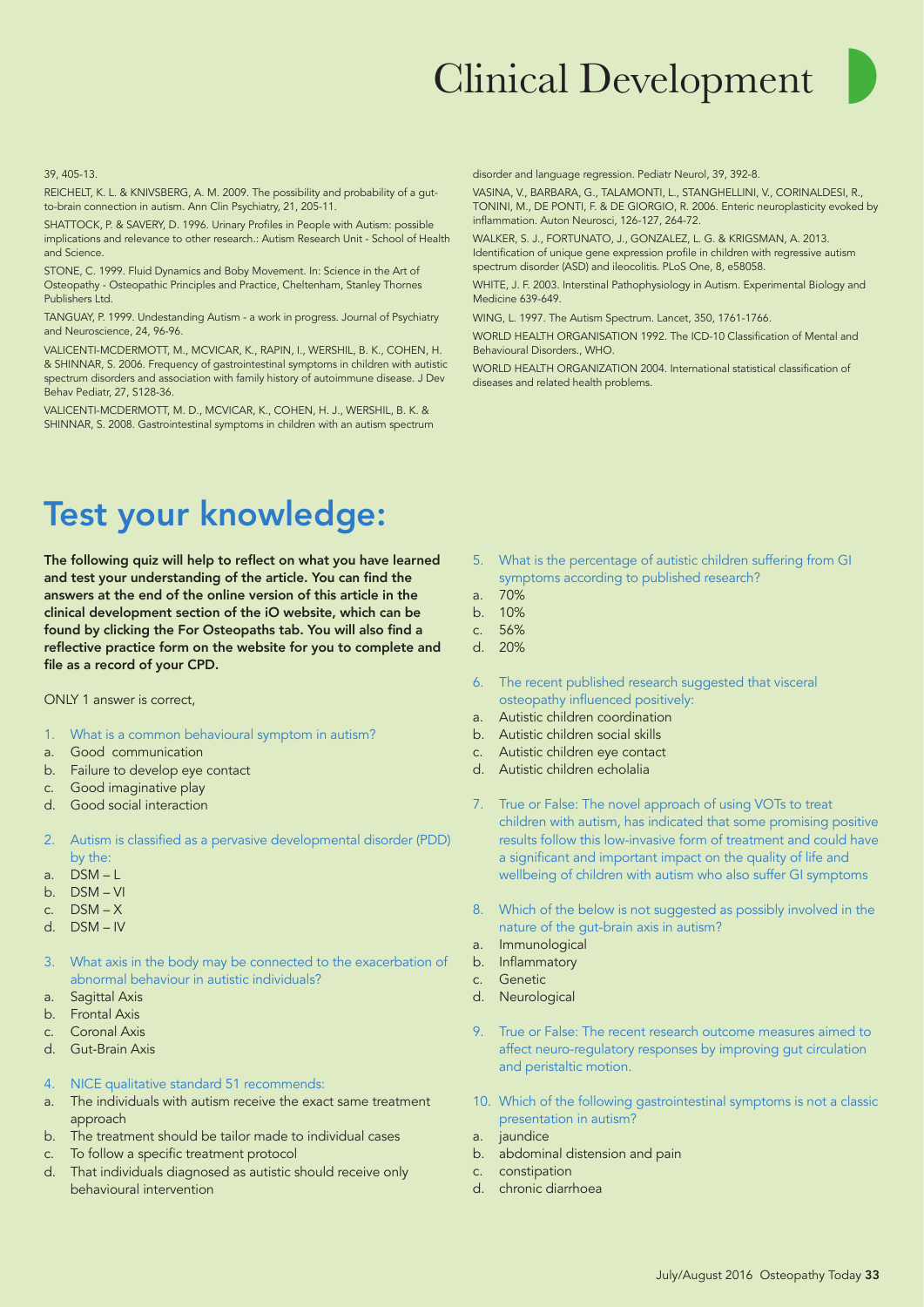39, 405-13.

REICHELT, K. L. & KNIVSBERG, A. M. 2009. The possibility and probability of a gut-to-brain connection in autism. Ann Clin Psychiatry, 21, 205-11.

SHATTOCK, P. & SAVERY, D. 1996. Urinary Profiles in People with Autism: possible implications and relevance to other research.: Autism Research Unit - School of Health and Science.

STONE, C. 1999. Fluid Dynamics and Boby Movement. In: Science in the Art of Osteopathy - Osteopathic Principles and Practice, Cheltenham, Stanley Thornes Publishers Ltd.

TANGUAY, P. 1999. Undestanding Autism - a work in progress. Journal of Psychiatry and Neuroscience, 24, 96-96.

VALICENTI-MCDERMOTT, M., MCVICAR, K., RAPIN, I., WERSHIL, B. K., COHEN, H. & SHINNAR, S. 2006. Frequency of gastrointestinal symptoms in children with autistic spectrum disorders and association with family history of autoimmune disease. J Dev Behav Pediatr, 27, S128-36.

VALICENTI-MCDERMOTT, M. D., MCVICAR, K., COHEN, H. J., WERSHIL, B. K. & SHINNAR, S. 2008. Gastrointestinal symptoms in children with an autism spectrum disorder and language regression. Pediatr Neurol, 39, 392-8.

VASINA, V., BARBARA, G., TALAMONTI, L., STANGHELLINI, V., CORINALDESI, R., TONINI, M., DE PONTI, F. & DE GIORGIO, R. 2006. Enteric neuroplasticity evoked by inflammation. Auton Neurosci, 126-127, 264-72.

WALKER, S. J., FORTUNATO, J., GONZALEZ, L. G. & KRIGSMAN, A. 2013. Identification of unique gene expression profile in children with regressive autism spectrum disorder (ASD) and ileocolitis. PLoS One, 8, e58058.

WHITE, J. F. 2003. Interstinal Pathophysiology in Autism. Experimental Biology and Medicine 639-649.

WING, L. 1997. The Autism Spectrum. Lancet, 350, 1761-1766.

WORLD HEALTH ORGANISATION 1992. The ICD-10 Classification of Mental and Behavioural Disorders., WHO.

WORLD HEALTH ORGANIZATION 2004. International statistical classification of diseases and related health problems.

# Test your knowledge:

**The following quiz will help to reflect on what you have learned and test your understanding of the article. You can find the answers at the end of the online version of this article in the clinical development section of the iO website, which can be found by clicking the For Osteopaths tab. You will also find a reflective practice form on the website for you to complete and file as a record of your CPD.**

ONLY 1 answer is correct,

1. What is a common behavioural symptom in autism?
   a. Good communication
   b. Failure to develop eye contact
   c. Good imaginative play
   d. Good social interaction

2. Autism is classified as a pervasive developmental disorder (PDD) by the:
   a. DSM – L
   b. DSM – VI
   c. DSM – X
   d. DSM – IV

3. What axis in the body may be connected to the exacerbation of abnormal behaviour in autistic individuals?
   a. Sagittal Axis
   b. Frontal Axis
   c. Coronal Axis
   d. Gut-Brain Axis

4. NICE qualitative standard 51 recommends:
   a. The individuals with autism receive the exact same treatment approach
   b. The treatment should be tailor made to individual cases
   c. To follow a specific treatment protocol
   d. That individuals diagnosed as autistic should receive only behavioural intervention

5. What is the percentage of autistic children suffering from GI symptoms according to published research?
   a. 70%
   b. 10%
   c. 56%
   d. 20%

6. The recent published research suggested that visceral osteopathy influenced positively:
   a. Autistic children coordination
   b. Autistic children social skills
   c. Autistic children eye contact
   d. Autistic children echolalia

7. True or False: The novel approach of using VOTs to treat children with autism, has indicated that some promising positive results follow this low-invasive form of treatment and could have a significant and important impact on the quality of life and wellbeing of children with autism who also suffer GI symptoms

8. Which of the below is not suggested as possibly involved in the nature of the gut-brain axis in autism?
   a. Immunological
   b. Inflammatory
   c. Genetic
   d. Neurological

9. True or False: The recent research outcome measures aimed to affect neuro-regulatory responses by improving gut circulation and peristaltic motion.

10. Which of the following gastrointestinal symptoms is not a classic presentation in autism?
    a. jaundice
    b. abdominal distension and pain
    c. constipation
    d. chronic diarrhoea